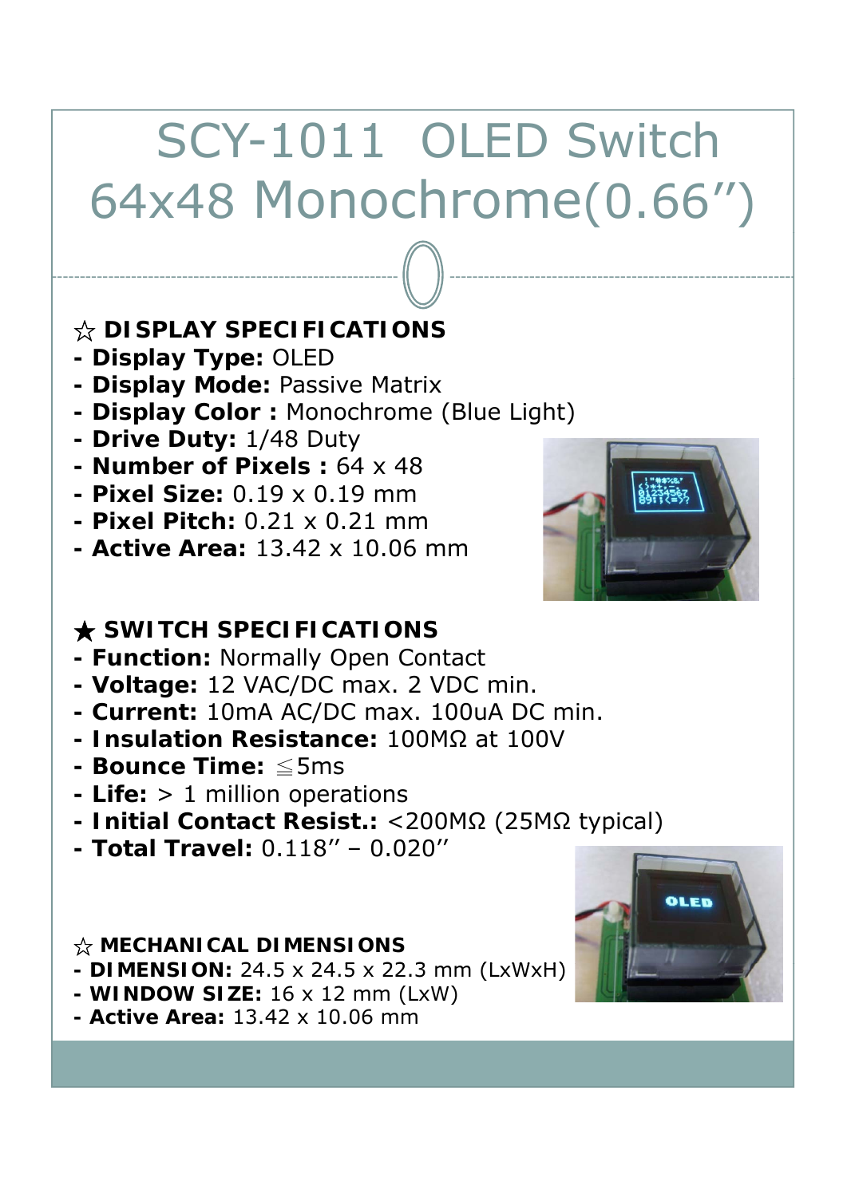# SCY-1011 OLED Switch 64x48 Monochrome(0.66”)

☆ **DISPLAY SPECIFICATIONS**

- **Display Type:** OLED
- **Display Mode:** Passive Matrix
- **Display Color :** Monochrome (Blue Light)
- **Drive Duty:** 1/48 Duty
- **Number of Pixels :** 64 x 48
- **Pixel Size:** 0.19 x 0.19 mm
- **Pixel Pitch:** 0.21 x 0.21 mm
- **Active Area:** 13.42 x 10.06 mm

★ **SWITCH SPECIFICATIONS**

- **Function:** Normally Open Contact
- **Voltage:** 12 VAC/DC max. 2 VDC min.
- **Current:** 10mA AC/DC max. 100uA DC min.
- **Insulation Resistance:** 100MΩ at 100V
- **Bounce Time:** ≦5ms
- **Life:** > 1 million operations
- **Initial Contact Resist.:** <200MΩ (25MΩ typical)
- **Total Travel:** 0.118” – 0.020”

☆ **MECHANICAL DIMENSIONS**

- **DIMENSION:** 24.5 x 24.5 x 22.3 mm (LxWxH)
- **WINDOW SIZE:** 16 x 12 mm (LxW)
- **Active Area:** 13.42 x 10.06 mm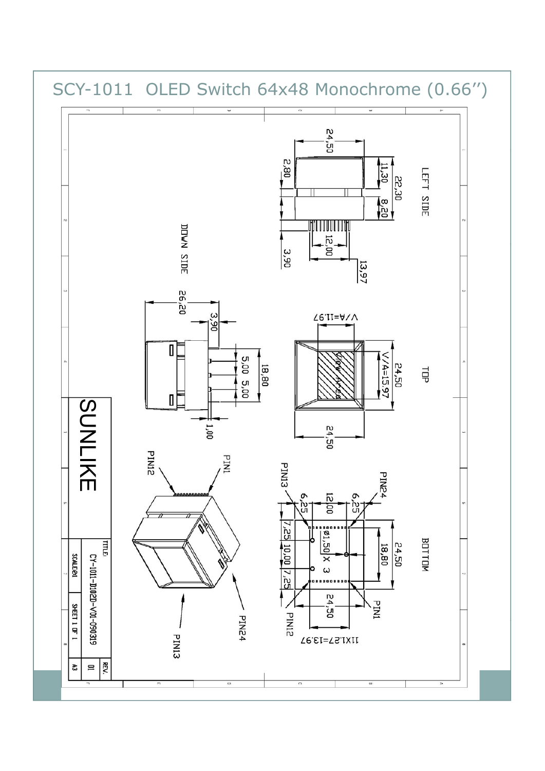# SCY-1011 OLED Switch 64x48 Monochrome (0.66")

LEFT SIDE

24,50

2,80

11,30

22,30

8,20

12,00

3,90

13,97

DOWN SIDE

26,20

3,90

5,00 5,00

18,80

1,00

TOP

V/A=11.97

V/A=15.97

24,50

View Area

24,50

BOTTOM

PIN24

PIN13

6,25

12,00

6,25

ø1,50 X 3

18,80

24,50

7,25 10,00 7,25

24,50

PIN1

PIN12

11X1.27=13.97

PIN1

PIN12

PIN24

PIN13

SUNLIKE

TITLE: CY-1011-D102D-V01-090319

SCALE 2:1

SHEET 1 OF 1

A3

REV. 01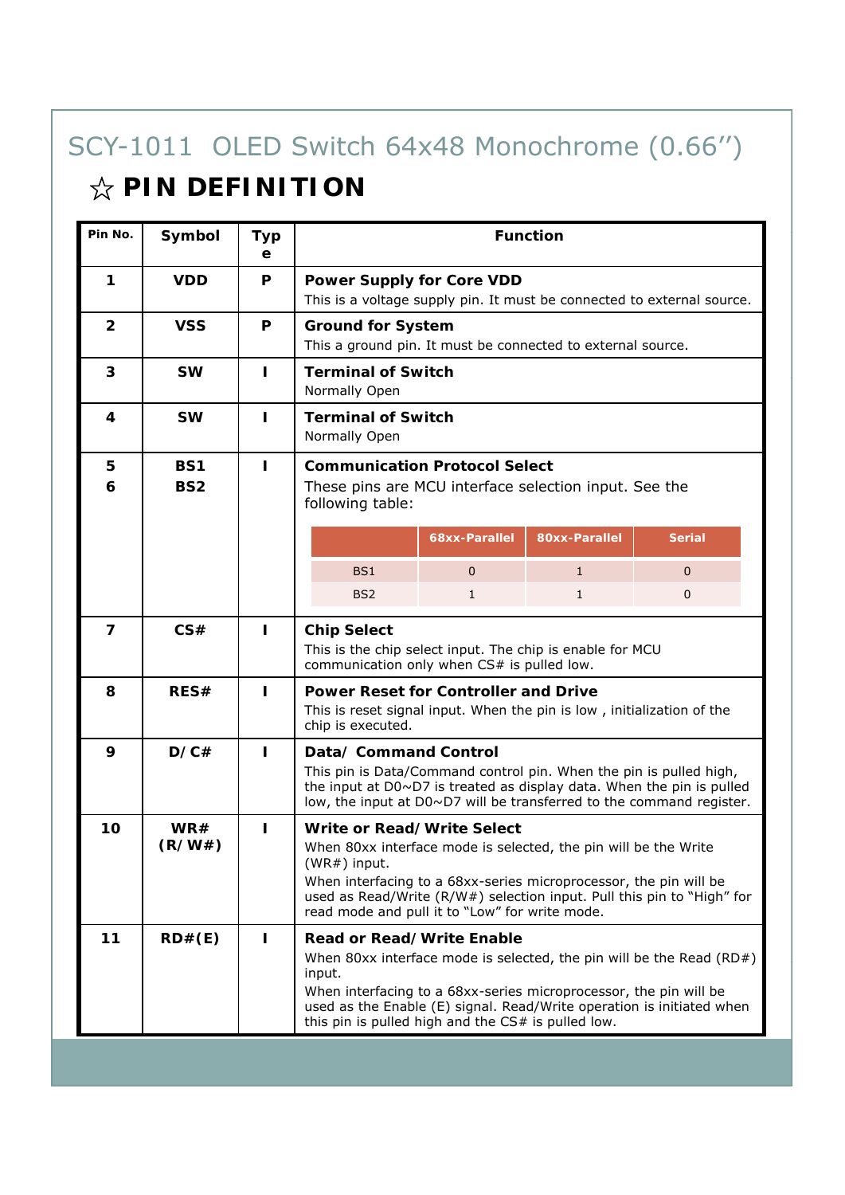## SCY-1011 OLED Switch 64x48 Monochrome (0.66'')

### ☆ PIN DEFINITION

| Pin No. | Symbol | Type | Function |
|---|---|---|---|
| 1 | VDD | P | **Power Supply for Core VDD**<br>This is a voltage supply pin. It must be connected to external source. |
| 2 | VSS | P | **Ground for System**<br>This a ground pin. It must be connected to external source. |
| 3 | SW | I | **Terminal of Switch**<br>Normally Open |
| 4 | SW | I | **Terminal of Switch**<br>Normally Open |
| 5<br>6 | BS1<br>BS2 | I | **Communication Protocol Select**<br>These pins are MCU interface selection input. See the following table:<br>(see table below) |
| 7 | CS# | I | **Chip Select**<br>This is the chip select input. The chip is enable for MCU communication only when CS# is pulled low. |
| 8 | RES# | I | **Power Reset for Controller and Drive**<br>This is reset signal input. When the pin is low , initialization of the chip is executed. |
| 9 | D/C# | I | **Data/ Command Control**<br>This pin is Data/Command control pin. When the pin is pulled high, the input at D0~D7 is treated as display data. When the pin is pulled low, the input at D0~D7 will be transferred to the command register. |
| 10 | WR#<br>(R/W#) | I | **Write or Read/ Write Select**<br>When 80xx interface mode is selected, the pin will be the Write (WR#) input.<br>When interfacing to a 68xx-series microprocessor, the pin will be used as Read/Write (R/W#) selection input. Pull this pin to "High" for read mode and pull it to "Low" for write mode. |
| 11 | RD#(E) | I | **Read or Read/ Write Enable**<br>When 80xx interface mode is selected, the pin will be the Read (RD#) input.<br>When interfacing to a 68xx-series microprocessor, the pin will be used as the Enable (E) signal. Read/Write operation is initiated when this pin is pulled high and the CS# is pulled low. |

Communication Protocol Select table (pins 5, 6):

| | 68xx-Parallel | 80xx-Parallel | Serial |
|---|---|---|---|
| BS1 | 0 | 1 | 0 |
| BS2 | 1 | 1 | 0 |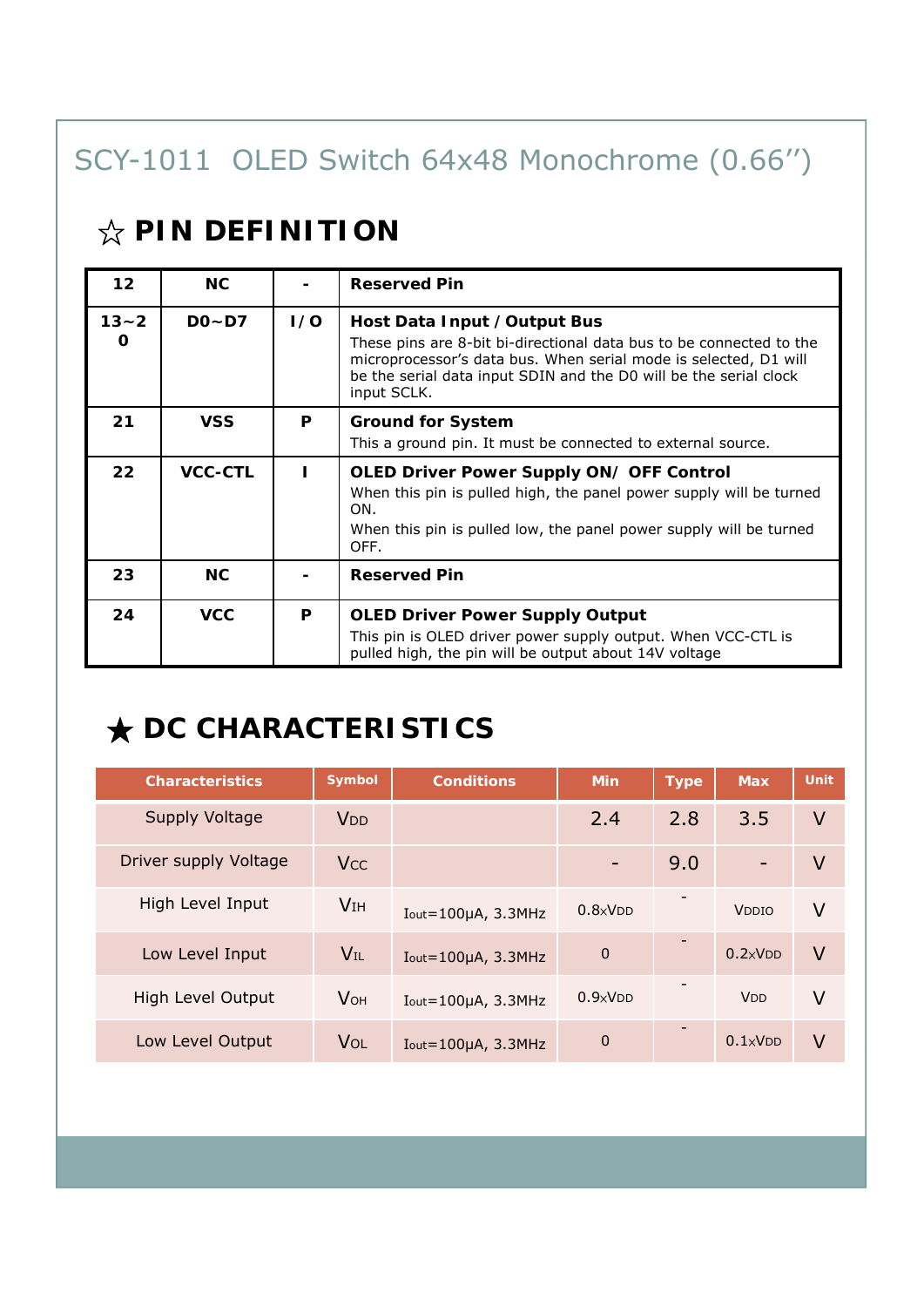SCY-1011 OLED Switch 64x48 Monochrome (0.66'')

## ☆ PIN DEFINITION

| | | | |
|---|---|---|---|
| 12 | NC | - | **Reserved Pin** |
| 13~20 | D0~D7 | I/O | **Host Data Input / Output Bus**<br>These pins are 8-bit bi-directional data bus to be connected to the microprocessor's data bus. When serial mode is selected, D1 will be the serial data input SDIN and the D0 will be the serial clock input SCLK. |
| 21 | VSS | P | **Ground for System**<br>This a ground pin. It must be connected to external source. |
| 22 | VCC-CTL | I | **OLED Driver Power Supply ON/ OFF Control**<br>When this pin is pulled high, the panel power supply will be turned ON.<br>When this pin is pulled low, the panel power supply will be turned OFF. |
| 23 | NC | - | **Reserved Pin** |
| 24 | VCC | P | **OLED Driver Power Supply Output**<br>This pin is OLED driver power supply output. When VCC-CTL is pulled high, the pin will be output about 14V voltage |

## ★ DC CHARACTERISTICS

| Characteristics | Symbol | Conditions | Min | Type | Max | Unit |
|---|---|---|---|---|---|---|
| Supply Voltage | $V_{DD}$ | | 2.4 | 2.8 | 3.5 | V |
| Driver supply Voltage | $V_{CC}$ | | - | 9.0 | - | V |
| High Level Input | $V_{IH}$ | Iout=100μA, 3.3MHz | 0.8x$V_{DD}$ | - | $V_{DDIO}$ | V |
| Low Level Input | $V_{IL}$ | Iout=100μA, 3.3MHz | 0 | - | 0.2x$V_{DD}$ | V |
| High Level Output | $V_{OH}$ | Iout=100μA, 3.3MHz | 0.9x$V_{DD}$ | - | $V_{DD}$ | V |
| Low Level Output | $V_{OL}$ | Iout=100μA, 3.3MHz | 0 | - | 0.1x$V_{DD}$ | V |